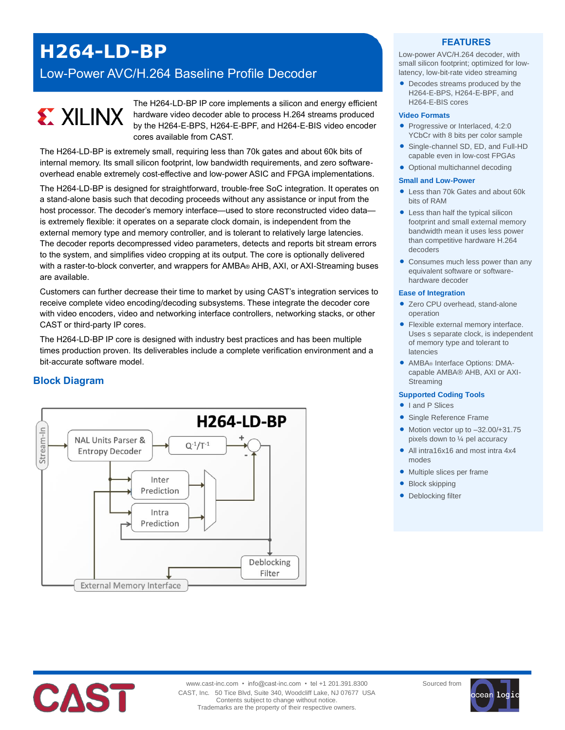# H264-LD-BP

## Low-Power AVC/H.264 Baseline Profile Decoder

XILINX

The H264-LD-BP IP core implements a silicon and energy efficient hardware video decoder able to process H.264 streams produced by the H264-E-BPS, H264-E-BPF, and H264-E-BIS video encoder cores available from CAST.

The H264-LD-BP is extremely small, requiring less than 70k gates and about 60k bits of internal memory. Its small silicon footprint, low bandwidth requirements, and zero software-overhead enable extremely cost-effective and low-power ASIC and FPGA implementations.

The H264-LD-BP is designed for straightforward, trouble-free SoC integration. It operates on a stand-alone basis such that decoding proceeds without any assistance or input from the host processor. The decoder's memory interface—used to store reconstructed video data—is extremely flexible: it operates on a separate clock domain, is independent from the external memory type and memory controller, and is tolerant to relatively large latencies. The decoder reports decompressed video parameters, detects and reports bit stream errors to the system, and simplifies video cropping at its output. The core is optionally delivered with a raster-to-block converter, and wrappers for AMBA® AHB, AXI, or AXI-Streaming buses are available.

Customers can further decrease their time to market by using CAST's integration services to receive complete video encoding/decoding subsystems. These integrate the decoder core with video encoders, video and networking interface controllers, networking stacks, or other CAST or third-party IP cores.

The H264-LD-BP IP core is designed with industry best practices and has been multiple times production proven. Its deliverables include a complete verification environment and a bit-accurate software model.

## Block Diagram

H264-LD-BP

Stream-In → NAL Units Parser & Entropy Decoder → $Q^{-1}/T^{-1}$ → (+/−) ; Inter Prediction, Intra Prediction → mux ; Deblocking Filter ; External Memory Interface

## FEATURES

Low-power AVC/H.264 decoder, with small silicon footprint; optimized for low-latency, low-bit-rate video streaming

- Decodes streams produced by the H264-E-BPS, H264-E-BPF, and H264-E-BIS cores

### Video Formats

- Progressive or Interlaced, 4:2:0 YCbCr with 8 bits per color sample
- Single-channel SD, ED, and Full-HD capable even in low-cost FPGAs
- Optional multichannel decoding

### Small and Low-Power

- Less than 70k Gates and about 60k bits of RAM
- Less than half the typical silicon footprint and small external memory bandwidth mean it uses less power than competitive hardware H.264 decoders
- Consumes much less power than any equivalent software or software-hardware decoder

### Ease of Integration

- Zero CPU overhead, stand-alone operation
- Flexible external memory interface. Uses s separate clock, is independent of memory type and tolerant to latencies
- AMBA® Interface Options: DMA-capable AMBA® AHB, AXI or AXI-Streaming

### Supported Coding Tools

- I and P Slices
- Single Reference Frame
- Motion vector up to –32.00/+31.75 pixels down to ¼ pel accuracy
- All intra16x16 and most intra 4x4 modes
- Multiple slices per frame
- Block skipping
- Deblocking filter

CAST

www.cast-inc.com • info@cast-inc.com • tel +1 201.391.8300
CAST, Inc. 50 Tice Blvd, Suite 340, Woodcliff Lake, NJ 07677 USA
Contents subject to change without notice.
Trademarks are the property of their respective owners.

Sourced from ocean logic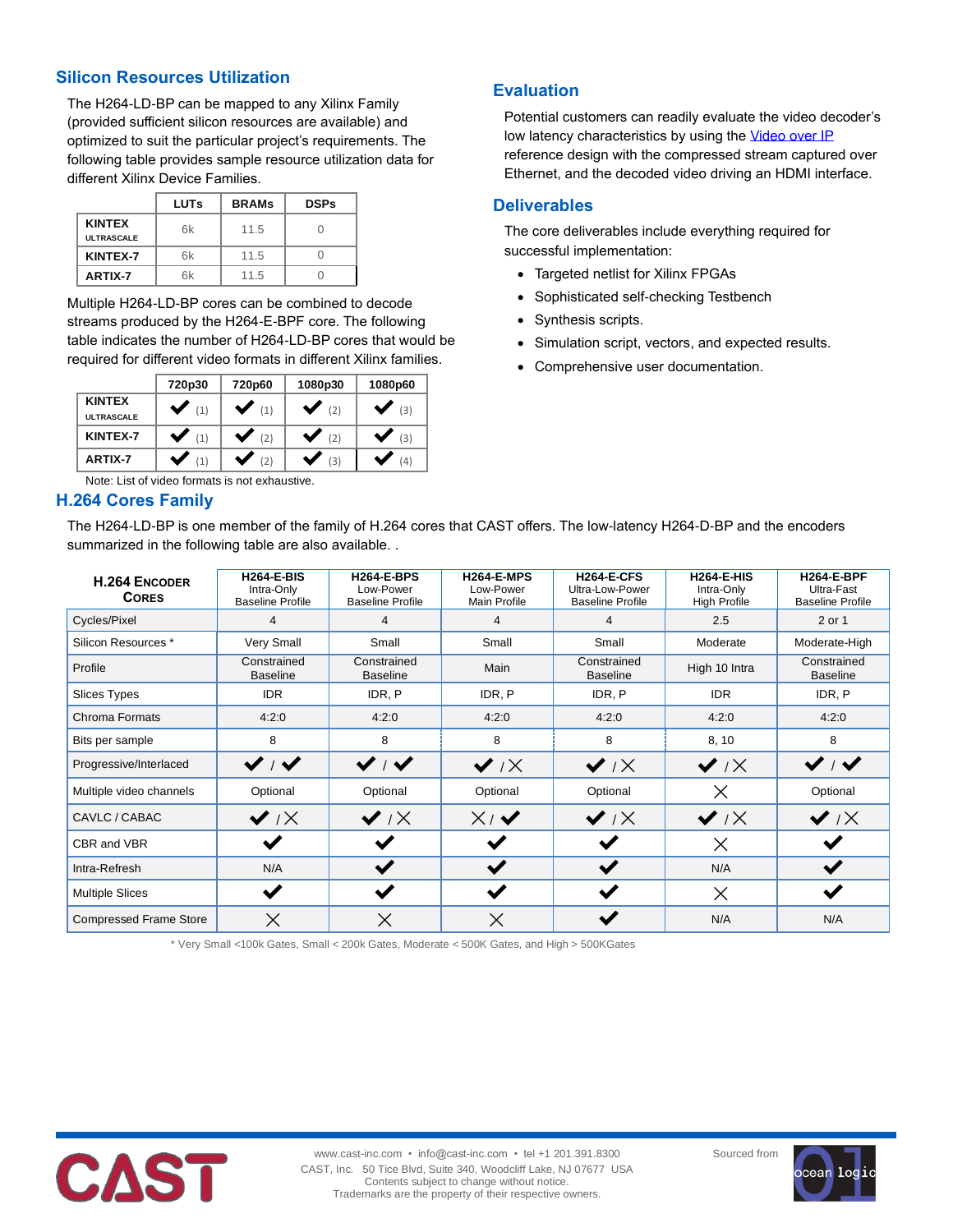## Silicon Resources Utilization

The H264-LD-BP can be mapped to any Xilinx Family (provided sufficient silicon resources are available) and optimized to suit the particular project's requirements. The following table provides sample resource utilization data for different Xilinx Device Families.

| | LUTs | BRAMs | DSPs |
|---|---|---|---|
| KINTEX ULTRASCALE | 6k | 11.5 | 0 |
| KINTEX-7 | 6k | 11.5 | 0 |
| ARTIX-7 | 6k | 11.5 | 0 |

Multiple H264-LD-BP cores can be combined to decode streams produced by the H264-E-BPF core. The following table indicates the number of H264-LD-BP cores that would be required for different video formats in different Xilinx families.

| | 720p30 | 720p60 | 1080p30 | 1080p60 |
|---|---|---|---|---|
| KINTEX ULTRASCALE | ✔ (1) | ✔ (1) | ✔ (2) | ✔ (3) |
| KINTEX-7 | ✔ (1) | ✔ (2) | ✔ (2) | ✔ (3) |
| ARTIX-7 | ✔ (1) | ✔ (2) | ✔ (3) | ✔ (4) |

Note: List of video formats is not exhaustive.

## Evaluation

Potential customers can readily evaluate the video decoder's low latency characteristics by using the Video over IP reference design with the compressed stream captured over Ethernet, and the decoded video driving an HDMI interface.

## Deliverables

The core deliverables include everything required for successful implementation:

- Targeted netlist for Xilinx FPGAs
- Sophisticated self-checking Testbench
- Synthesis scripts.
- Simulation script, vectors, and expected results.
- Comprehensive user documentation.

## H.264 Cores Family

The H264-LD-BP is one member of the family of H.264 cores that CAST offers. The low-latency H264-D-BP and the encoders summarized in the following table are also available. .

| H.264 Encoder Cores | H264-E-BIS Intra-Only Baseline Profile | H264-E-BPS Low-Power Baseline Profile | H264-E-MPS Low-Power Main Profile | H264-E-CFS Ultra-Low-Power Baseline Profile | H264-E-HIS Intra-Only High Profile | H264-E-BPF Ultra-Fast Baseline Profile |
|---|---|---|---|---|---|---|
| Cycles/Pixel | 4 | 4 | 4 | 4 | 2.5 | 2 or 1 |
| Silicon Resources * | Very Small | Small | Small | Small | Moderate | Moderate-High |
| Profile | Constrained Baseline | Constrained Baseline | Main | Constrained Baseline | High 10 Intra | Constrained Baseline |
| Slices Types | IDR | IDR, P | IDR, P | IDR, P | IDR | IDR, P |
| Chroma Formats | 4:2:0 | 4:2:0 | 4:2:0 | 4:2:0 | 4:2:0 | 4:2:0 |
| Bits per sample | 8 | 8 | 8 | 8 | 8, 10 | 8 |
| Progressive/Interlaced | ✔ / ✔ | ✔ / ✔ | ✔ / ✗ | ✔ / ✗ | ✔ / ✗ | ✔ / ✔ |
| Multiple video channels | Optional | Optional | Optional | Optional | ✗ | Optional |
| CAVLC / CABAC | ✔ / ✗ | ✔ / ✗ | ✗ / ✔ | ✔ / ✗ | ✔ / ✗ | ✔ / ✗ |
| CBR and VBR | ✔ | ✔ | ✔ | ✔ | ✗ | ✔ |
| Intra-Refresh | N/A | ✔ | ✔ | ✔ | N/A | ✔ |
| Multiple Slices | ✔ | ✔ | ✔ | ✔ | ✗ | ✔ |
| Compressed Frame Store | ✗ | ✗ | ✗ | ✔ | N/A | N/A |

* Very Small <100k Gates, Small < 200k Gates, Moderate < 500K Gates, and High > 500KGates

www.cast-inc.com • info@cast-inc.com • tel +1 201.391.8300
CAST, Inc. 50 Tice Blvd, Suite 340, Woodcliff Lake, NJ 07677 USA
Contents subject to change without notice.
Trademarks are the property of their respective owners.

Sourced from ocean logic